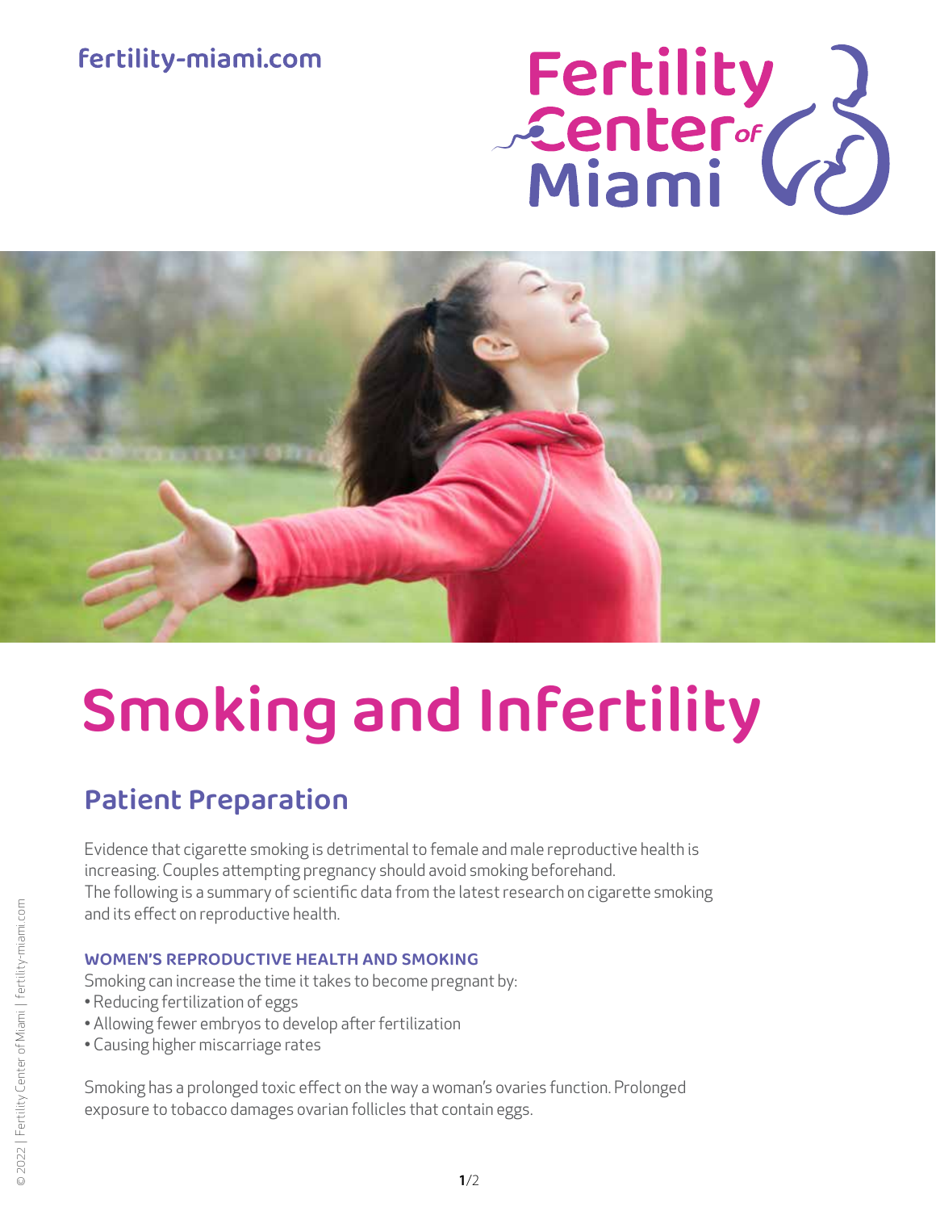fertility-miami.com

# Smoking and Infertility

## Patient Preparation

Evidence that cigarette smoking is detrimental to female and male reproductive health is increasing. Couples attempting pregnancy should avoid smoking beforehand. The following is a summary of scientific data from the latest research on cigarette smoking and its effect on reproductive health.

### WOMEN'S REPRODUCTIVE HEALTH AND SMOKING

Smoking can increase the time it takes to become pregnant by:

- Reducing fertilization of eggs
- Allowing fewer embryos to develop after fertilization
- Causing higher miscarriage rates

Smoking has a prolonged toxic effect on the way a woman's ovaries function. Prolonged exposure to tobacco damages ovarian follicles that contain eggs.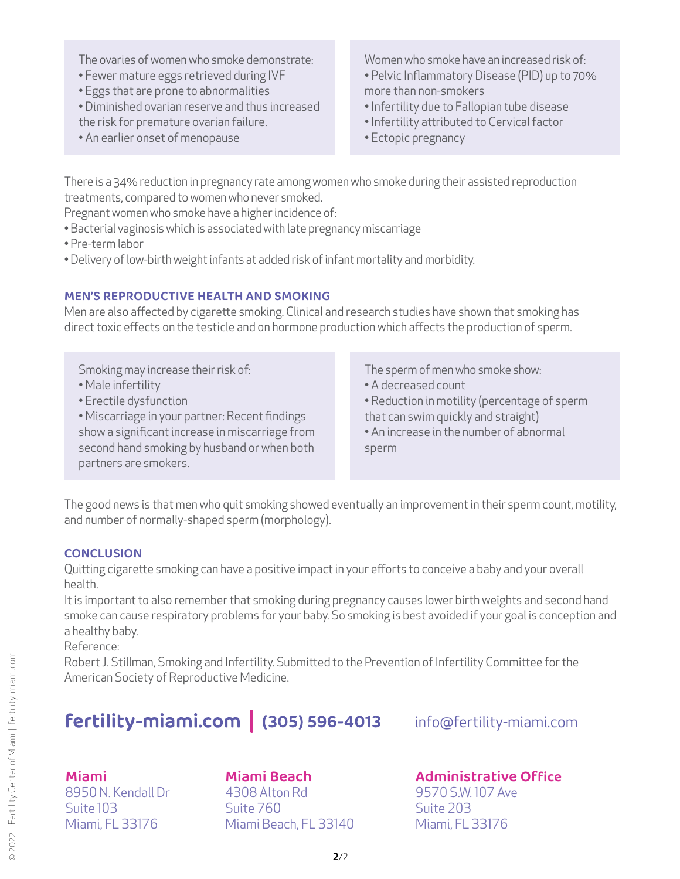The ovaries of women who smoke demonstrate:

- Fewer mature eggs retrieved during IVF
- Eggs that are prone to abnormalities
- Diminished ovarian reserve and thus increased the risk for premature ovarian failure.
- An earlier onset of menopause

Women who smoke have an increased risk of:

- Pelvic Inflammatory Disease (PID) up to 70% more than non-smokers
- Infertility due to Fallopian tube disease
- Infertility attributed to Cervical factor
- Ectopic pregnancy

There is a 34% reduction in pregnancy rate among women who smoke during their assisted reproduction treatments, compared to women who never smoked.

Pregnant women who smoke have a higher incidence of:

- Bacterial vaginosis which is associated with late pregnancy miscarriage
- Pre-term labor
- Delivery of low-birth weight infants at added risk of infant mortality and morbidity.

## MEN'S REPRODUCTIVE HEALTH AND SMOKING

Men are also affected by cigarette smoking. Clinical and research studies have shown that smoking has direct toxic effects on the testicle and on hormone production which affects the production of sperm.

Smoking may increase their risk of:

- Male infertility
- Erectile dysfunction
- Miscarriage in your partner: Recent findings show a significant increase in miscarriage from second hand smoking by husband or when both partners are smokers.

The sperm of men who smoke show:

- A decreased count
- Reduction in motility (percentage of sperm that can swim quickly and straight)
- An increase in the number of abnormal sperm

The good news is that men who quit smoking showed eventually an improvement in their sperm count, motility, and number of normally-shaped sperm (morphology).

## CONCLUSION

Quitting cigarette smoking can have a positive impact in your efforts to conceive a baby and your overall health.

It is important to also remember that smoking during pregnancy causes lower birth weights and second hand smoke can cause respiratory problems for your baby. So smoking is best avoided if your goal is conception and a healthy baby.

Reference:

Robert J. Stillman, Smoking and Infertility. Submitted to the Prevention of Infertility Committee for the American Society of Reproductive Medicine.

**fertility-miami.com | (305) 596-4013** info@fertility-miami.com

**Miami**
8950 N. Kendall Dr
Suite 103
Miami, FL 33176

**Miami Beach**
4308 Alton Rd
Suite 760
Miami Beach, FL 33140

**Administrative Office**
9570 S.W. 107 Ave
Suite 203
Miami, FL 33176